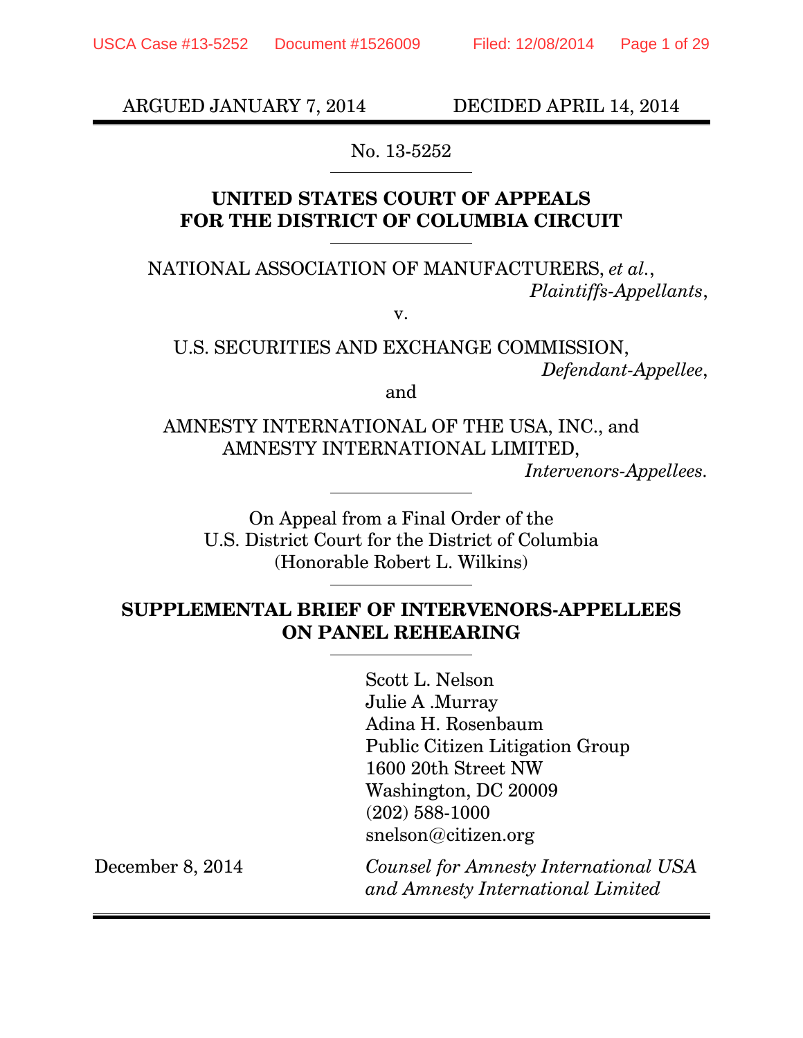ARGUED JANUARY 7, 2014 DECIDED APRIL 14, 2014

No. 13-5252

**UNITED STATES COURT OF APPEALS**
**FOR THE DISTRICT OF COLUMBIA CIRCUIT**

NATIONAL ASSOCIATION OF MANUFACTURERS, *et al.*,
*Plaintiffs-Appellants*,

v.

U.S. SECURITIES AND EXCHANGE COMMISSION,
*Defendant-Appellee*,

and

AMNESTY INTERNATIONAL OF THE USA, INC., and
AMNESTY INTERNATIONAL LIMITED,
*Intervenors-Appellees*.

On Appeal from a Final Order of the
U.S. District Court for the District of Columbia
(Honorable Robert L. Wilkins)

**SUPPLEMENTAL BRIEF OF INTERVENORS-APPELLEES ON PANEL REHEARING**

Scott L. Nelson
Julie A .Murray
Adina H. Rosenbaum
Public Citizen Litigation Group
1600 20th Street NW
Washington, DC 20009
(202) 588-1000
snelson@citizen.org

December 8, 2014

*Counsel for Amnesty International USA and Amnesty International Limited*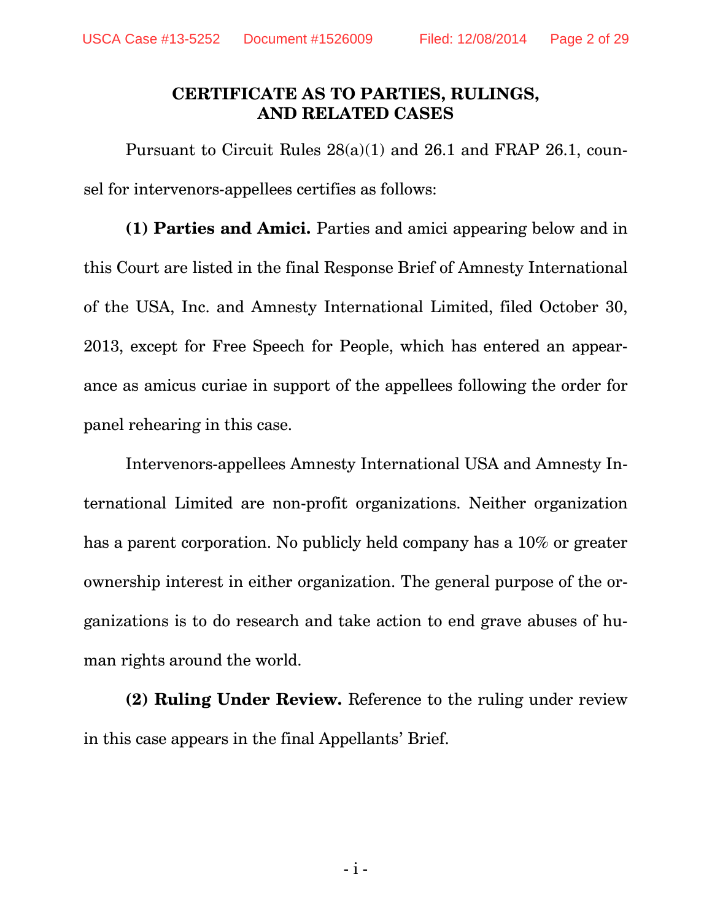## CERTIFICATE AS TO PARTIES, RULINGS, AND RELATED CASES

Pursuant to Circuit Rules 28(a)(1) and 26.1 and FRAP 26.1, counsel for intervenors-appellees certifies as follows:

**(1) Parties and Amici.** Parties and amici appearing below and in this Court are listed in the final Response Brief of Amnesty International of the USA, Inc. and Amnesty International Limited, filed October 30, 2013, except for Free Speech for People, which has entered an appearance as amicus curiae in support of the appellees following the order for panel rehearing in this case.

Intervenors-appellees Amnesty International USA and Amnesty International Limited are non-profit organizations. Neither organization has a parent corporation. No publicly held company has a 10% or greater ownership interest in either organization. The general purpose of the organizations is to do research and take action to end grave abuses of human rights around the world.

**(2) Ruling Under Review.** Reference to the ruling under review in this case appears in the final Appellants' Brief.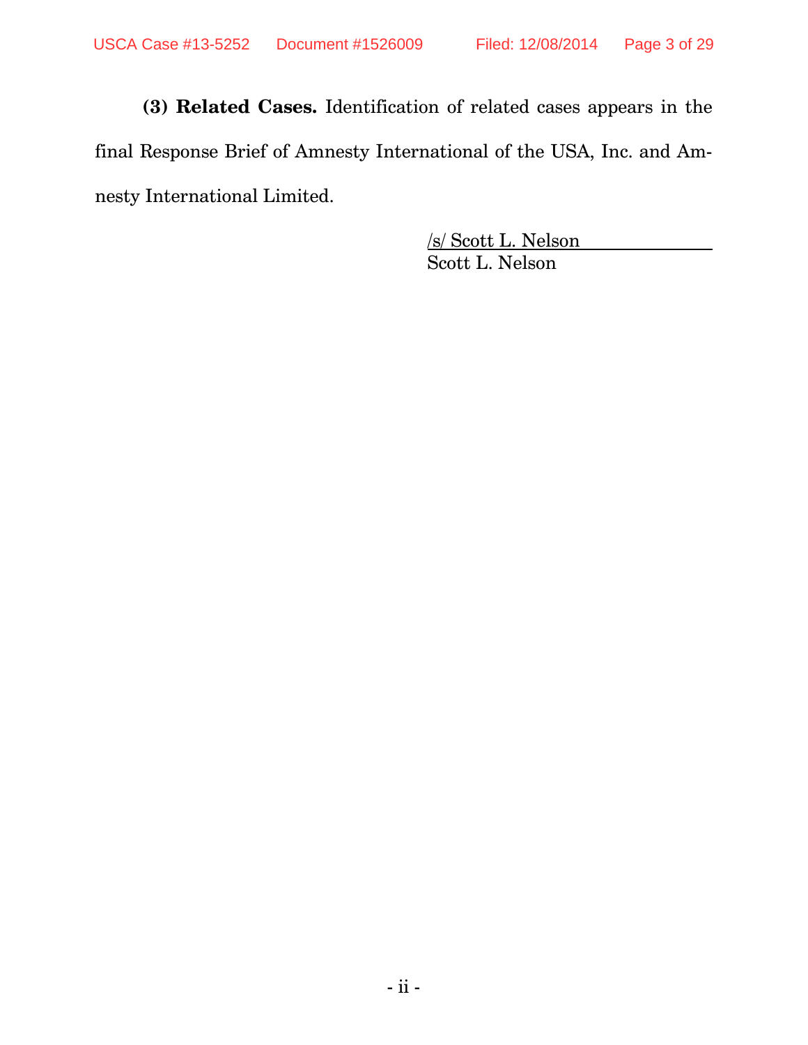**(3) Related Cases.** Identification of related cases appears in the final Response Brief of Amnesty International of the USA, Inc. and Amnesty International Limited.

/s/ Scott L. Nelson
Scott L. Nelson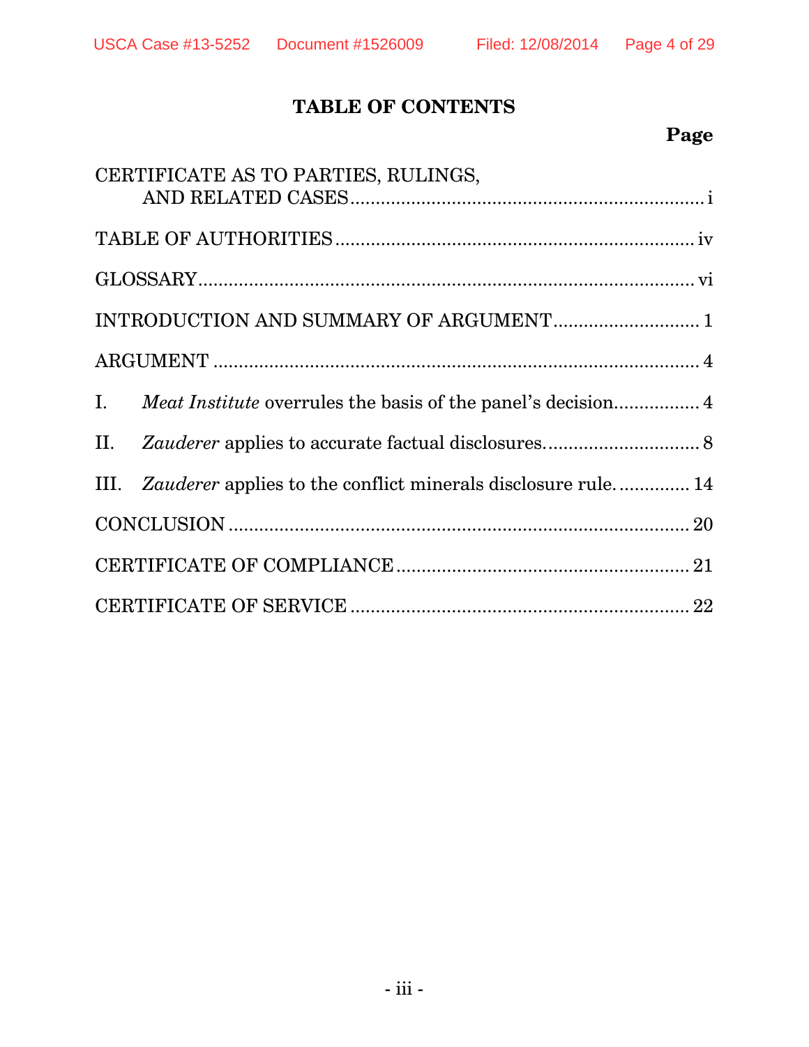# TABLE OF CONTENTS

| | Page |
|---|---|
| CERTIFICATE AS TO PARTIES, RULINGS, AND RELATED CASES | i |
| TABLE OF AUTHORITIES | iv |
| GLOSSARY | vi |
| INTRODUCTION AND SUMMARY OF ARGUMENT | 1 |
| ARGUMENT | 4 |
| I. *Meat Institute* overrules the basis of the panel's decision | 4 |
| II. *Zauderer* applies to accurate factual disclosures. | 8 |
| III. *Zauderer* applies to the conflict minerals disclosure rule. | 14 |
| CONCLUSION | 20 |
| CERTIFICATE OF COMPLIANCE | 21 |
| CERTIFICATE OF SERVICE | 22 |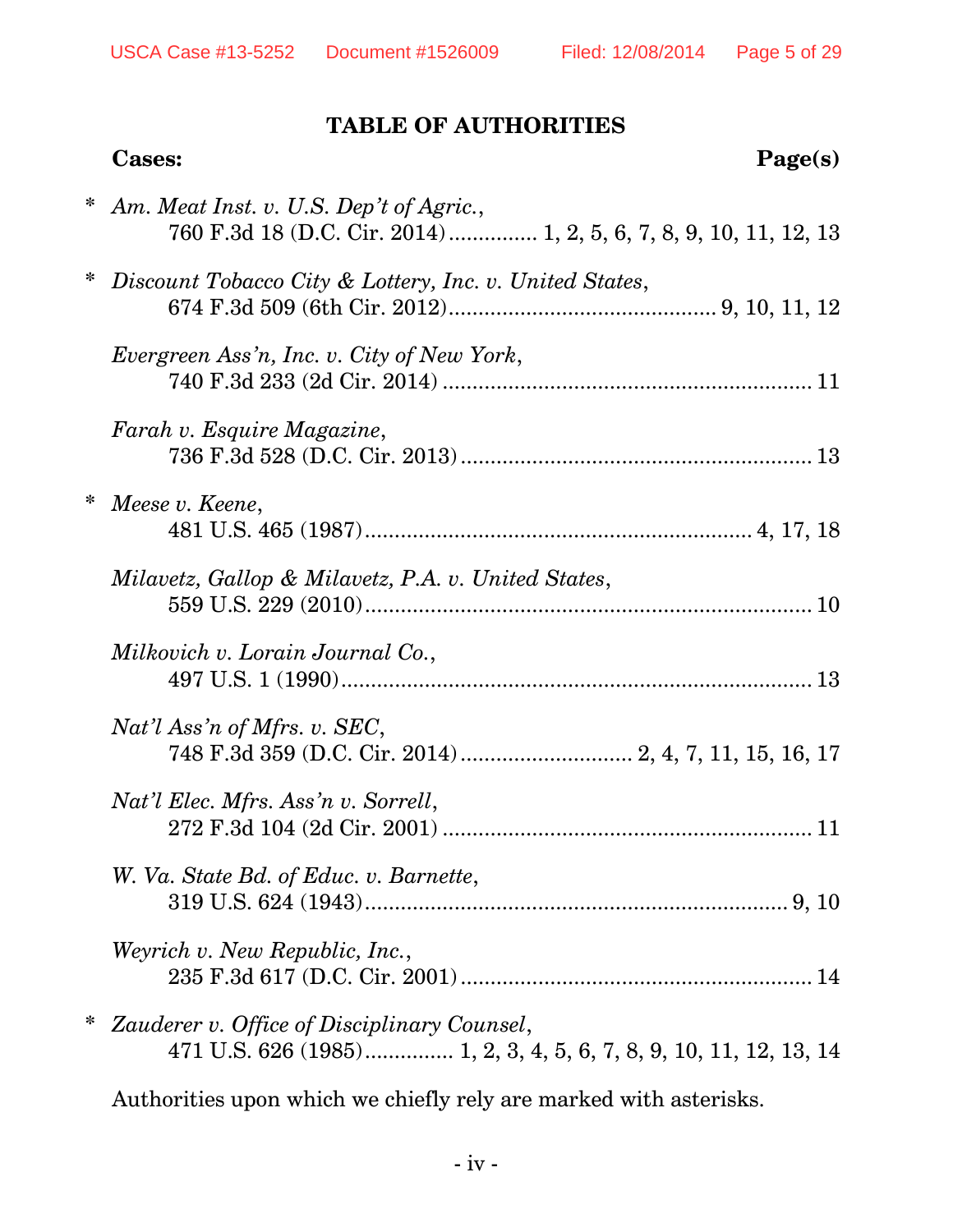## TABLE OF AUTHORITIES

**Cases:** **Page(s)**

\* *Am. Meat Inst. v. U.S. Dep't of Agric.*,
760 F.3d 18 (D.C. Cir. 2014)............... 1, 2, 5, 6, 7, 8, 9, 10, 11, 12, 13

\* *Discount Tobacco City & Lottery, Inc. v. United States*,
674 F.3d 509 (6th Cir. 2012)............................................ 9, 10, 11, 12

*Evergreen Ass'n, Inc. v. City of New York*,
740 F.3d 233 (2d Cir. 2014) ............................................................. 11

*Farah v. Esquire Magazine*,
736 F.3d 528 (D.C. Cir. 2013)........................................................... 13

\* *Meese v. Keene*,
481 U.S. 465 (1987)................................................................ 4, 17, 18

*Milavetz, Gallop & Milavetz, P.A. v. United States*,
559 U.S. 229 (2010)........................................................................... 10

*Milkovich v. Lorain Journal Co.*,
497 U.S. 1 (1990)............................................................................... 13

*Nat'l Ass'n of Mfrs. v. SEC*,
748 F.3d 359 (D.C. Cir. 2014)............................ 2, 4, 7, 11, 15, 16, 17

*Nat'l Elec. Mfrs. Ass'n v. Sorrell*,
272 F.3d 104 (2d Cir. 2001) ............................................................. 11

*W. Va. State Bd. of Educ. v. Barnette*,
319 U.S. 624 (1943)....................................................................... 9, 10

*Weyrich v. New Republic, Inc.*,
235 F.3d 617 (D.C. Cir. 2001)........................................................... 14

\* *Zauderer v. Office of Disciplinary Counsel*,
471 U.S. 626 (1985)............... 1, 2, 3, 4, 5, 6, 7, 8, 9, 10, 11, 12, 13, 14

Authorities upon which we chiefly rely are marked with asterisks.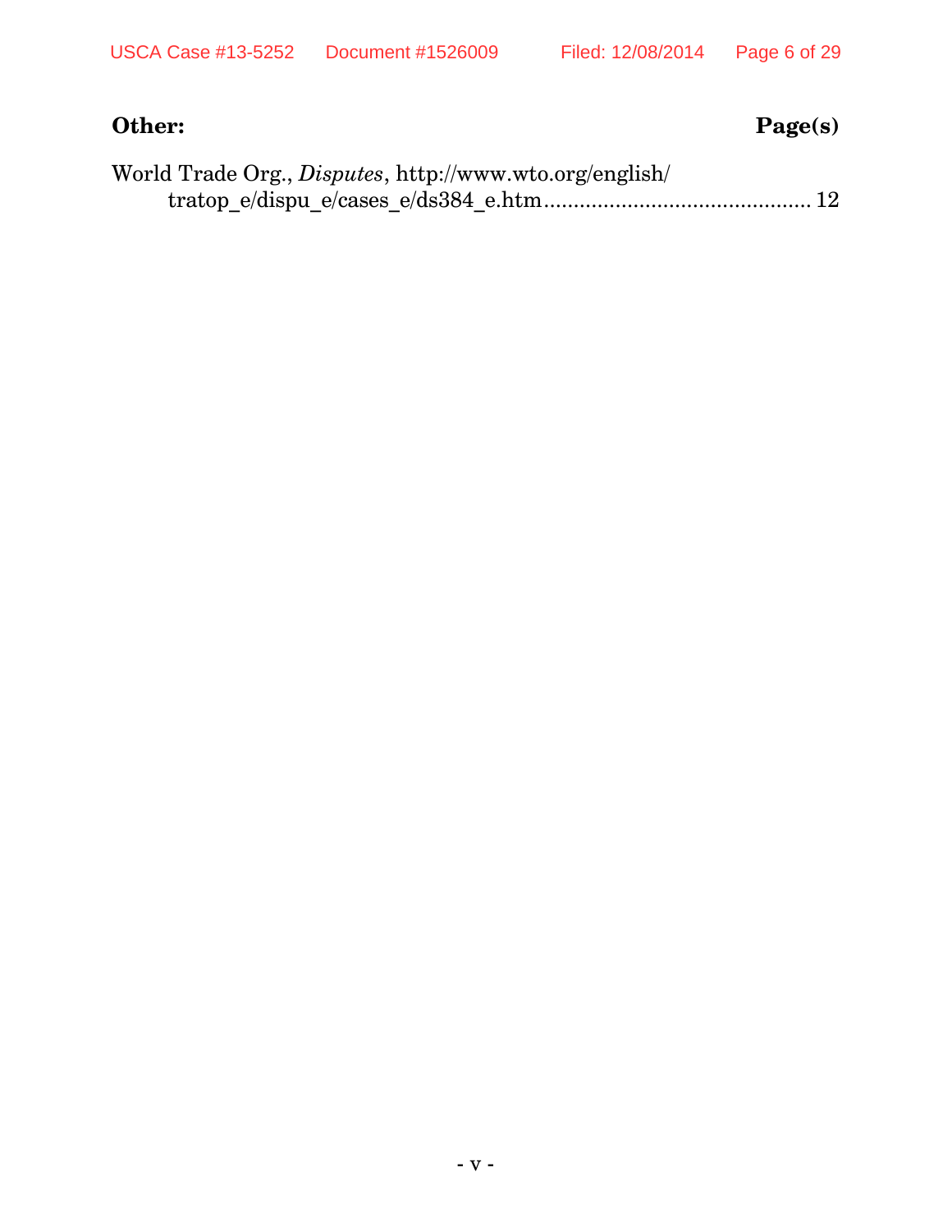**Other:** **Page(s)**

World Trade Org., *Disputes*, http://www.wto.org/english/tratop_e/dispu_e/cases_e/ds384_e.htm ............................................ 12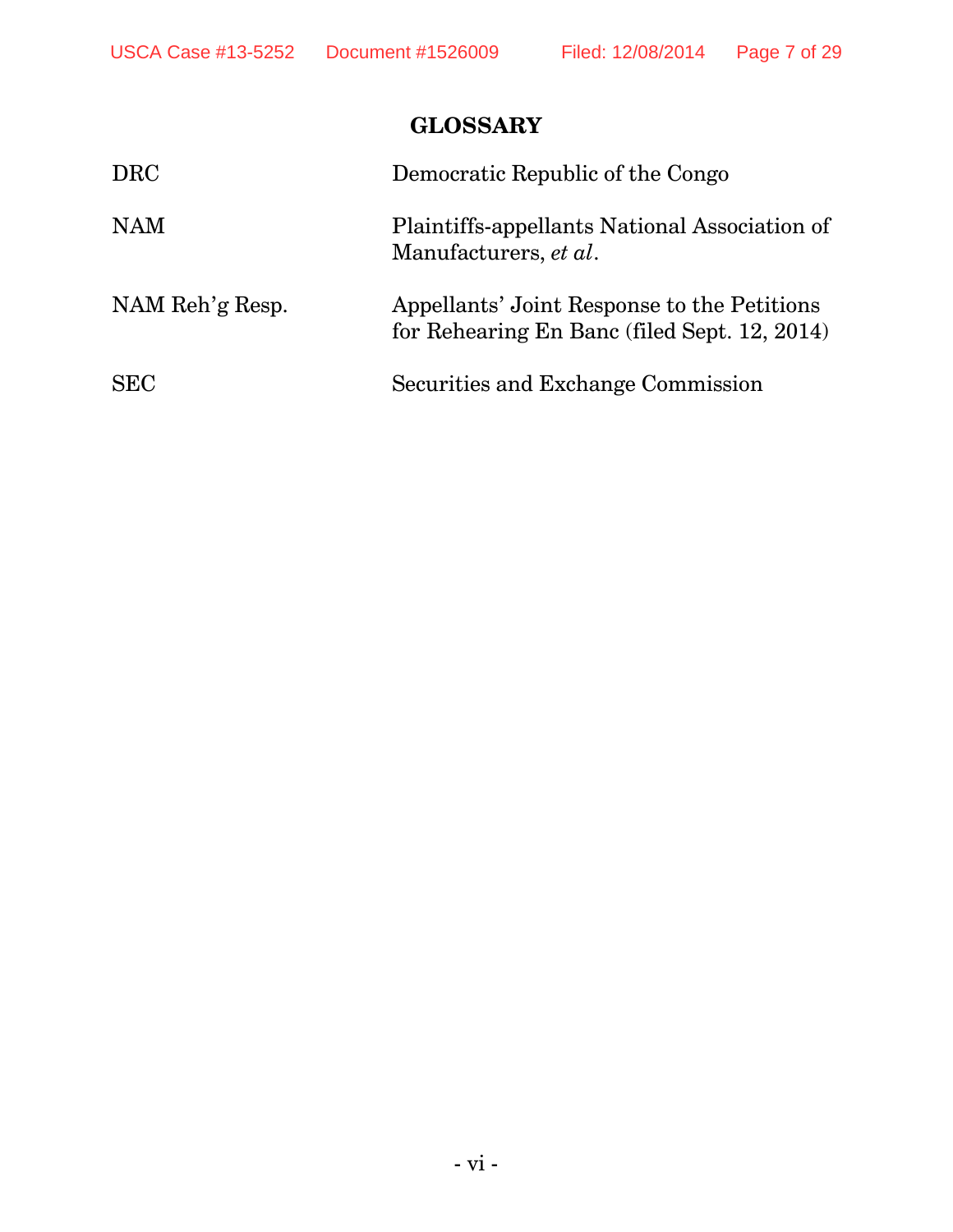## GLOSSARY

| | |
|---|---|
| DRC | Democratic Republic of the Congo |
| NAM | Plaintiffs-appellants National Association of Manufacturers, *et al*. |
| NAM Reh'g Resp. | Appellants' Joint Response to the Petitions for Rehearing En Banc (filed Sept. 12, 2014) |
| SEC | Securities and Exchange Commission |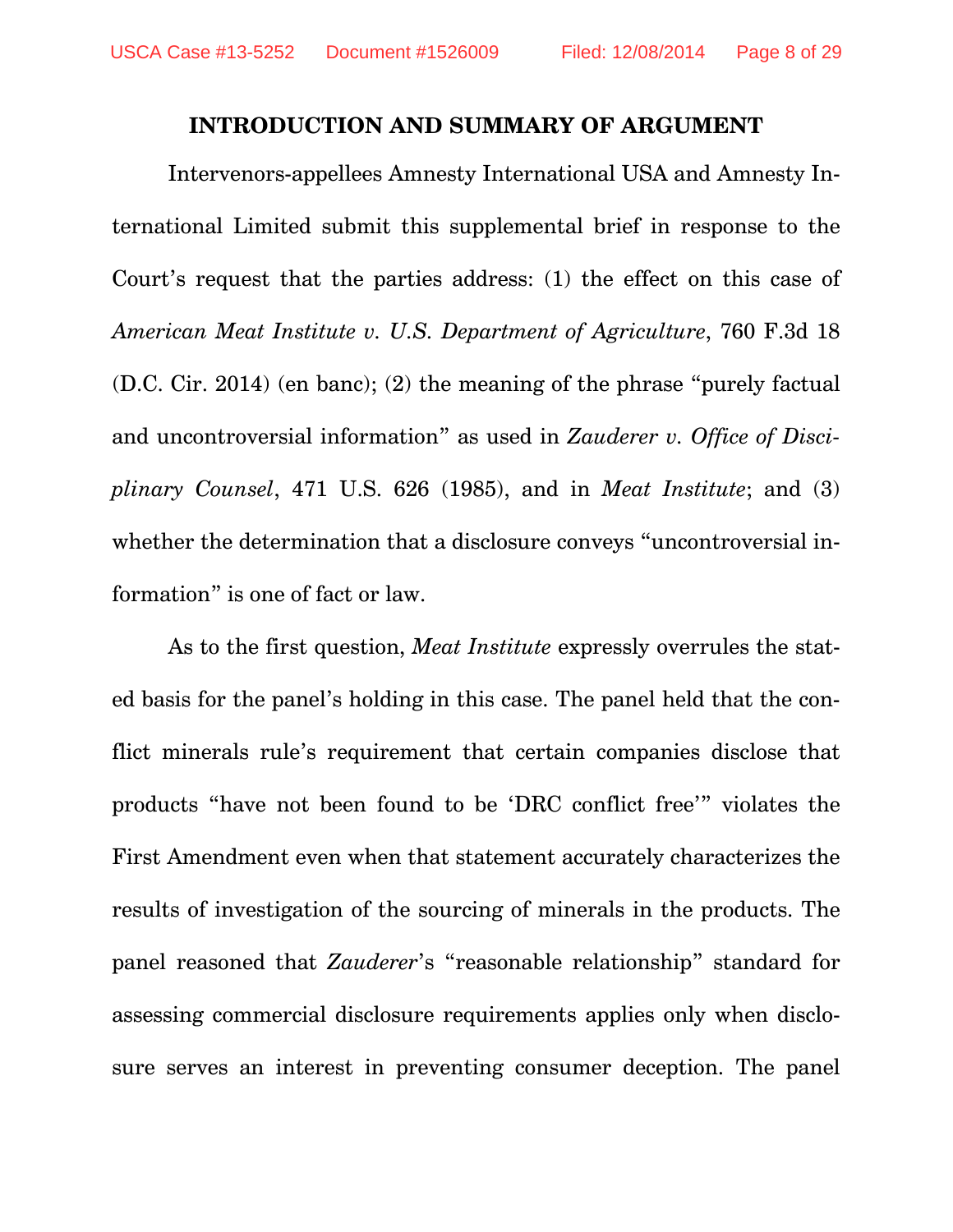## INTRODUCTION AND SUMMARY OF ARGUMENT

Intervenors-appellees Amnesty International USA and Amnesty International Limited submit this supplemental brief in response to the Court's request that the parties address: (1) the effect on this case of *American Meat Institute v. U.S. Department of Agriculture*, 760 F.3d 18 (D.C. Cir. 2014) (en banc); (2) the meaning of the phrase "purely factual and uncontroversial information" as used in *Zauderer v. Office of Disciplinary Counsel*, 471 U.S. 626 (1985), and in *Meat Institute*; and (3) whether the determination that a disclosure conveys "uncontroversial information" is one of fact or law.

As to the first question, *Meat Institute* expressly overrules the stated basis for the panel's holding in this case. The panel held that the conflict minerals rule's requirement that certain companies disclose that products "have not been found to be 'DRC conflict free'" violates the First Amendment even when that statement accurately characterizes the results of investigation of the sourcing of minerals in the products. The panel reasoned that *Zauderer*'s "reasonable relationship" standard for assessing commercial disclosure requirements applies only when disclosure serves an interest in preventing consumer deception. The panel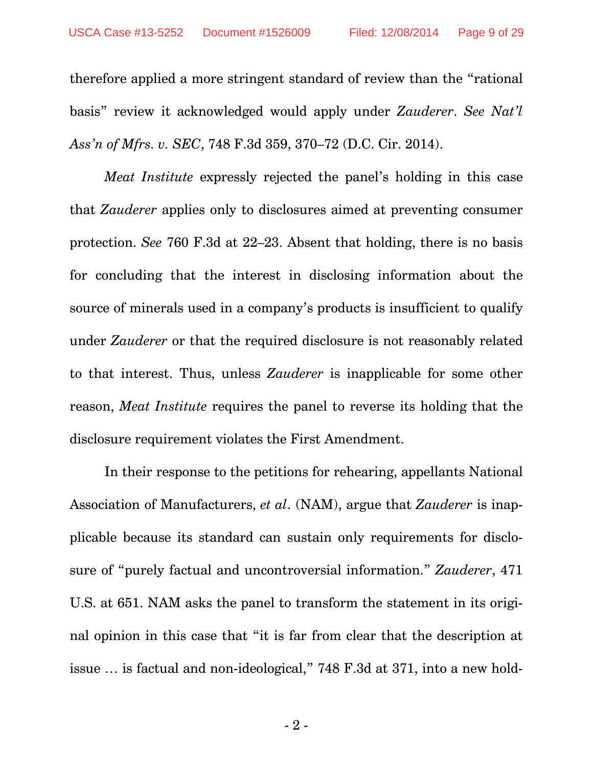therefore applied a more stringent standard of review than the "rational basis" review it acknowledged would apply under *Zauderer*. *See Nat'l Ass'n of Mfrs. v. SEC*, 748 F.3d 359, 370–72 (D.C. Cir. 2014).

*Meat Institute* expressly rejected the panel's holding in this case that *Zauderer* applies only to disclosures aimed at preventing consumer protection. *See* 760 F.3d at 22–23. Absent that holding, there is no basis for concluding that the interest in disclosing information about the source of minerals used in a company's products is insufficient to qualify under *Zauderer* or that the required disclosure is not reasonably related to that interest. Thus, unless *Zauderer* is inapplicable for some other reason, *Meat Institute* requires the panel to reverse its holding that the disclosure requirement violates the First Amendment.

In their response to the petitions for rehearing, appellants National Association of Manufacturers, *et al*. (NAM), argue that *Zauderer* is inapplicable because its standard can sustain only requirements for disclosure of "purely factual and uncontroversial information." *Zauderer*, 471 U.S. at 651. NAM asks the panel to transform the statement in its original opinion in this case that "it is far from clear that the description at issue … is factual and non-ideological," 748 F.3d at 371, into a new hold-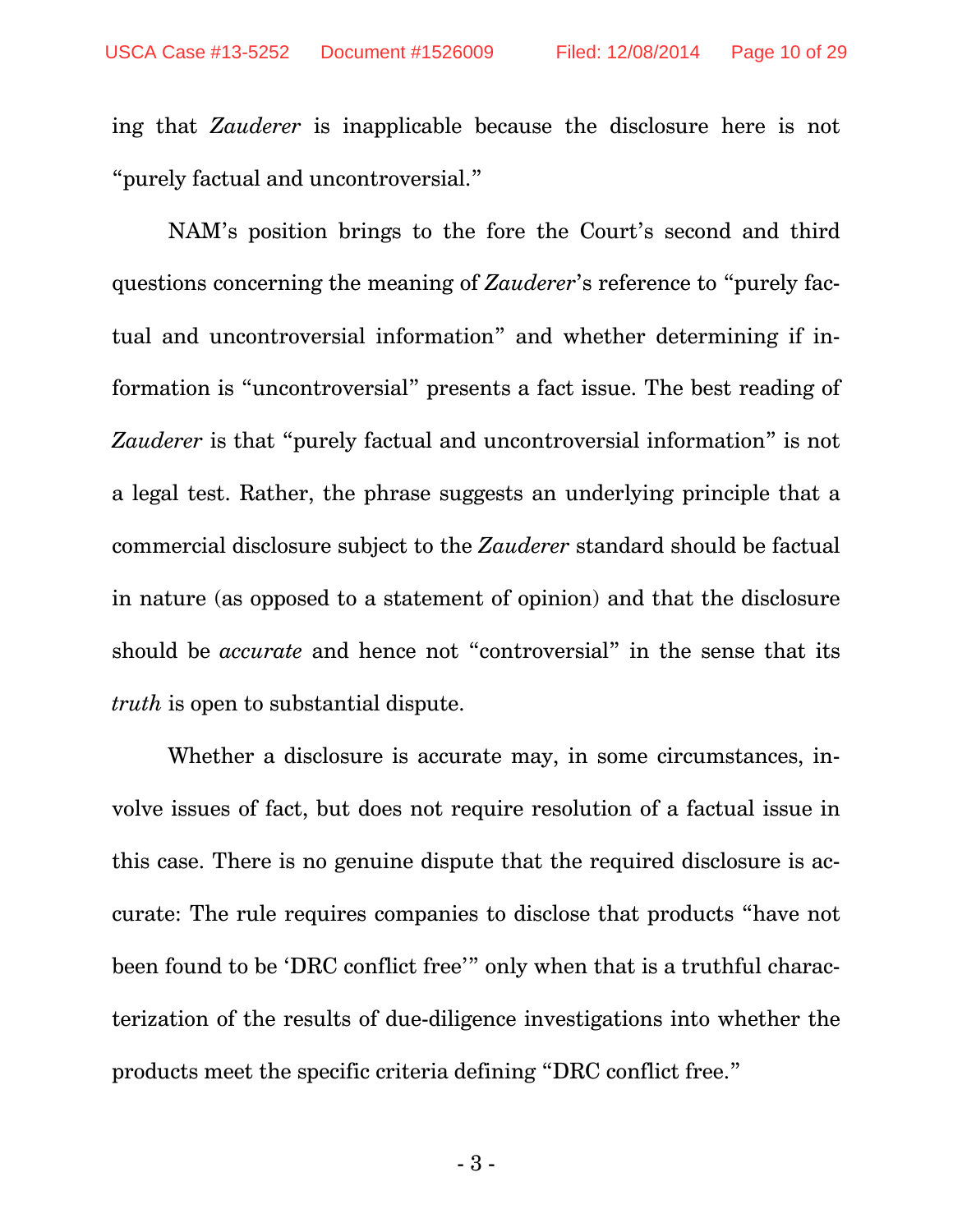ing that *Zauderer* is inapplicable because the disclosure here is not "purely factual and uncontroversial."

NAM's position brings to the fore the Court's second and third questions concerning the meaning of *Zauderer*'s reference to "purely factual and uncontroversial information" and whether determining if information is "uncontroversial" presents a fact issue. The best reading of *Zauderer* is that "purely factual and uncontroversial information" is not a legal test. Rather, the phrase suggests an underlying principle that a commercial disclosure subject to the *Zauderer* standard should be factual in nature (as opposed to a statement of opinion) and that the disclosure should be *accurate* and hence not "controversial" in the sense that its *truth* is open to substantial dispute.

Whether a disclosure is accurate may, in some circumstances, involve issues of fact, but does not require resolution of a factual issue in this case. There is no genuine dispute that the required disclosure is accurate: The rule requires companies to disclose that products "have not been found to be 'DRC conflict free'" only when that is a truthful characterization of the results of due-diligence investigations into whether the products meet the specific criteria defining "DRC conflict free."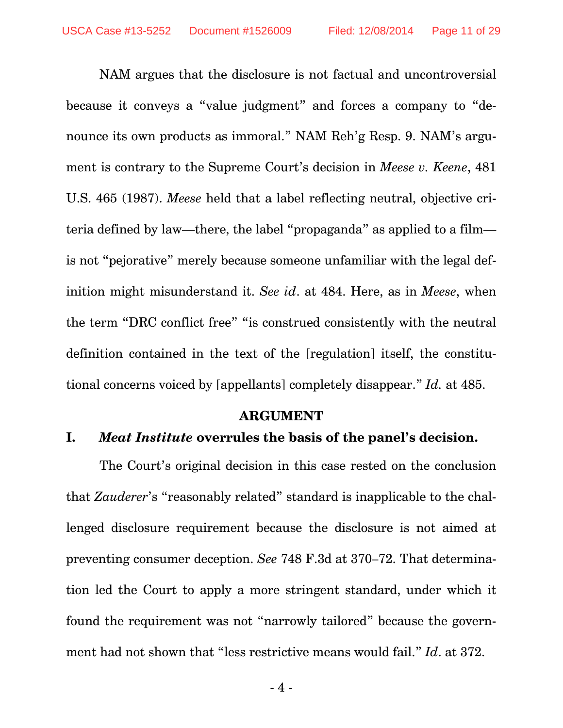NAM argues that the disclosure is not factual and uncontroversial because it conveys a "value judgment" and forces a company to "denounce its own products as immoral." NAM Reh'g Resp. 9. NAM's argument is contrary to the Supreme Court's decision in *Meese v. Keene*, 481 U.S. 465 (1987). *Meese* held that a label reflecting neutral, objective criteria defined by law—there, the label "propaganda" as applied to a film—is not "pejorative" merely because someone unfamiliar with the legal definition might misunderstand it. *See id*. at 484. Here, as in *Meese*, when the term "DRC conflict free" "is construed consistently with the neutral definition contained in the text of the [regulation] itself, the constitutional concerns voiced by [appellants] completely disappear." *Id.* at 485.

## ARGUMENT

### I. *Meat Institute* overrules the basis of the panel's decision.

The Court's original decision in this case rested on the conclusion that *Zauderer*'s "reasonably related" standard is inapplicable to the challenged disclosure requirement because the disclosure is not aimed at preventing consumer deception. *See* 748 F.3d at 370–72. That determination led the Court to apply a more stringent standard, under which it found the requirement was not "narrowly tailored" because the government had not shown that "less restrictive means would fail." *Id*. at 372.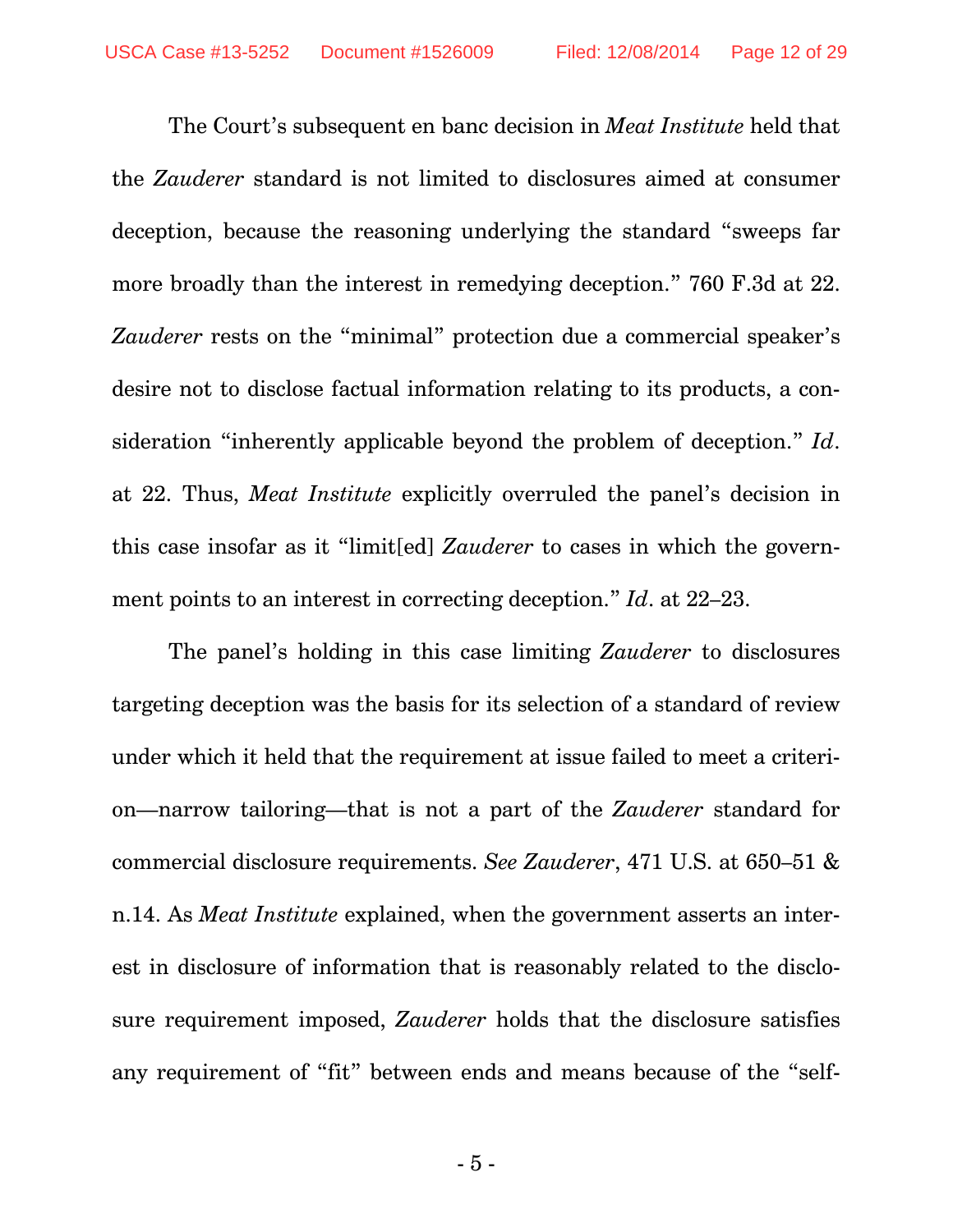The Court's subsequent en banc decision in *Meat Institute* held that the *Zauderer* standard is not limited to disclosures aimed at consumer deception, because the reasoning underlying the standard "sweeps far more broadly than the interest in remedying deception." 760 F.3d at 22. *Zauderer* rests on the "minimal" protection due a commercial speaker's desire not to disclose factual information relating to its products, a consideration "inherently applicable beyond the problem of deception." *Id*. at 22. Thus, *Meat Institute* explicitly overruled the panel's decision in this case insofar as it "limit[ed] *Zauderer* to cases in which the government points to an interest in correcting deception." *Id*. at 22–23.

The panel's holding in this case limiting *Zauderer* to disclosures targeting deception was the basis for its selection of a standard of review under which it held that the requirement at issue failed to meet a criterion—narrow tailoring—that is not a part of the *Zauderer* standard for commercial disclosure requirements. *See Zauderer*, 471 U.S. at 650–51 & n.14. As *Meat Institute* explained, when the government asserts an interest in disclosure of information that is reasonably related to the disclosure requirement imposed, *Zauderer* holds that the disclosure satisfies any requirement of "fit" between ends and means because of the "self-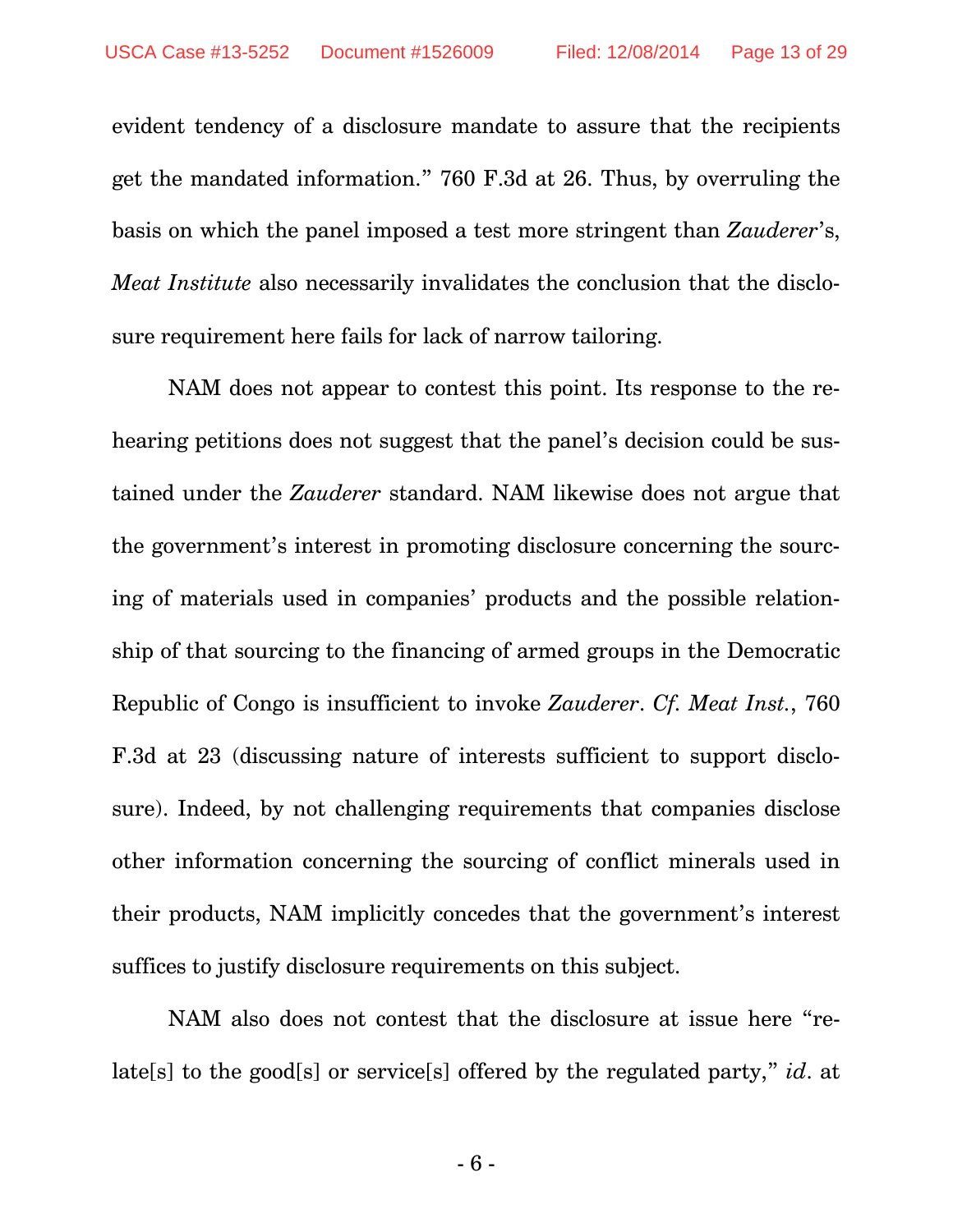evident tendency of a disclosure mandate to assure that the recipients get the mandated information." 760 F.3d at 26. Thus, by overruling the basis on which the panel imposed a test more stringent than *Zauderer*'s, *Meat Institute* also necessarily invalidates the conclusion that the disclosure requirement here fails for lack of narrow tailoring.

NAM does not appear to contest this point. Its response to the rehearing petitions does not suggest that the panel's decision could be sustained under the *Zauderer* standard. NAM likewise does not argue that the government's interest in promoting disclosure concerning the sourcing of materials used in companies' products and the possible relationship of that sourcing to the financing of armed groups in the Democratic Republic of Congo is insufficient to invoke *Zauderer*. *Cf. Meat Inst.*, 760 F.3d at 23 (discussing nature of interests sufficient to support disclosure). Indeed, by not challenging requirements that companies disclose other information concerning the sourcing of conflict minerals used in their products, NAM implicitly concedes that the government's interest suffices to justify disclosure requirements on this subject.

NAM also does not contest that the disclosure at issue here "relate[s] to the good[s] or service[s] offered by the regulated party," *id*. at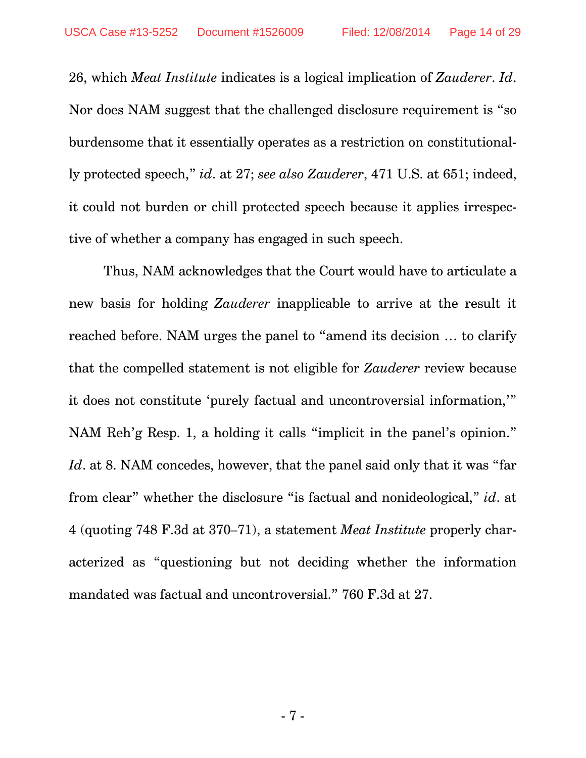26, which *Meat Institute* indicates is a logical implication of *Zauderer*. *Id*. Nor does NAM suggest that the challenged disclosure requirement is "so burdensome that it essentially operates as a restriction on constitutionally protected speech," *id*. at 27; *see also Zauderer*, 471 U.S. at 651; indeed, it could not burden or chill protected speech because it applies irrespective of whether a company has engaged in such speech.

Thus, NAM acknowledges that the Court would have to articulate a new basis for holding *Zauderer* inapplicable to arrive at the result it reached before. NAM urges the panel to "amend its decision … to clarify that the compelled statement is not eligible for *Zauderer* review because it does not constitute 'purely factual and uncontroversial information,'" NAM Reh'g Resp. 1, a holding it calls "implicit in the panel's opinion." *Id*. at 8. NAM concedes, however, that the panel said only that it was "far from clear" whether the disclosure "is factual and nonideological," *id*. at 4 (quoting 748 F.3d at 370–71), a statement *Meat Institute* properly characterized as "questioning but not deciding whether the information mandated was factual and uncontroversial." 760 F.3d at 27.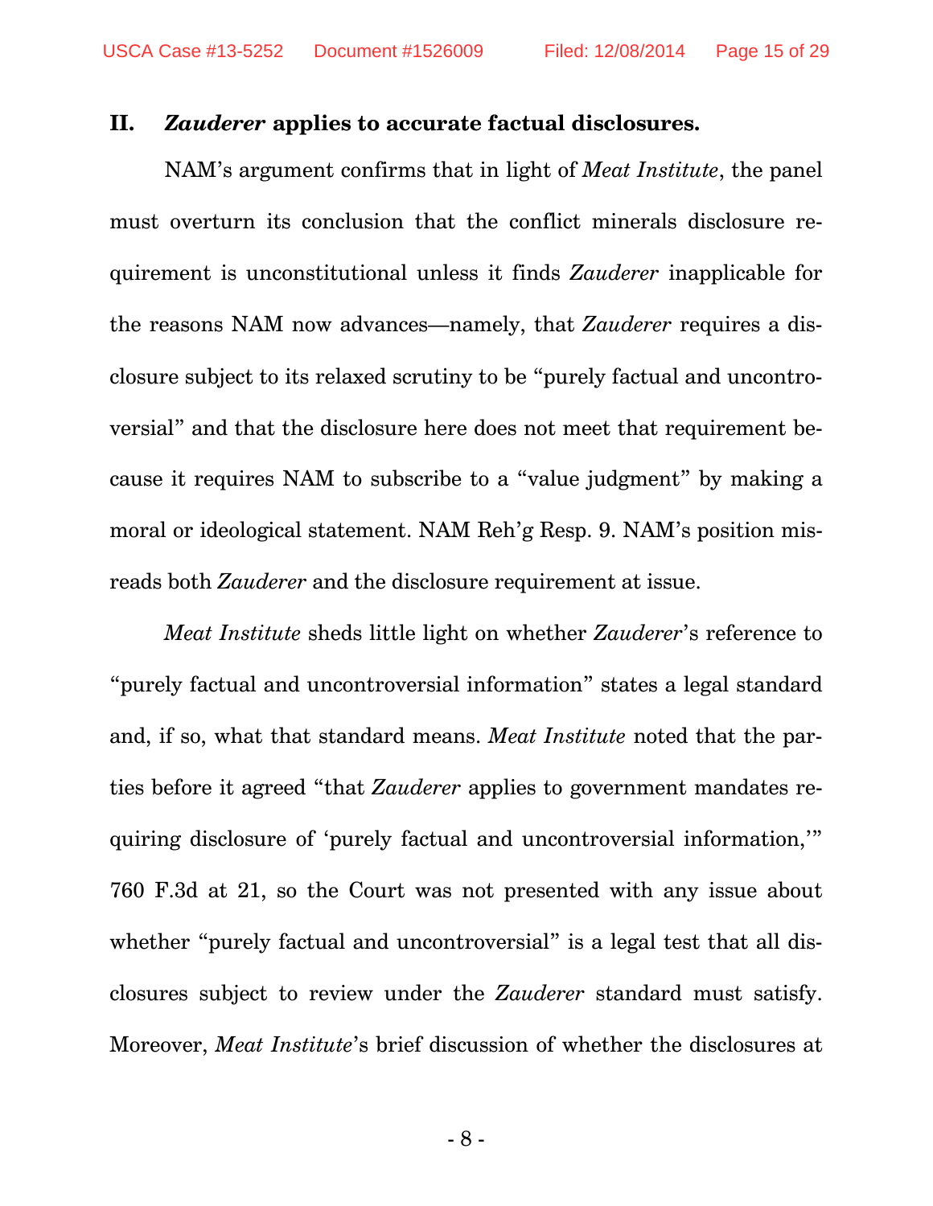## II. *Zauderer* applies to accurate factual disclosures.

NAM's argument confirms that in light of *Meat Institute*, the panel must overturn its conclusion that the conflict minerals disclosure requirement is unconstitutional unless it finds *Zauderer* inapplicable for the reasons NAM now advances—namely, that *Zauderer* requires a disclosure subject to its relaxed scrutiny to be "purely factual and uncontroversial" and that the disclosure here does not meet that requirement because it requires NAM to subscribe to a "value judgment" by making a moral or ideological statement. NAM Reh'g Resp. 9. NAM's position misreads both *Zauderer* and the disclosure requirement at issue.

*Meat Institute* sheds little light on whether *Zauderer*'s reference to "purely factual and uncontroversial information" states a legal standard and, if so, what that standard means. *Meat Institute* noted that the parties before it agreed "that *Zauderer* applies to government mandates requiring disclosure of 'purely factual and uncontroversial information,'" 760 F.3d at 21, so the Court was not presented with any issue about whether "purely factual and uncontroversial" is a legal test that all disclosures subject to review under the *Zauderer* standard must satisfy. Moreover, *Meat Institute*'s brief discussion of whether the disclosures at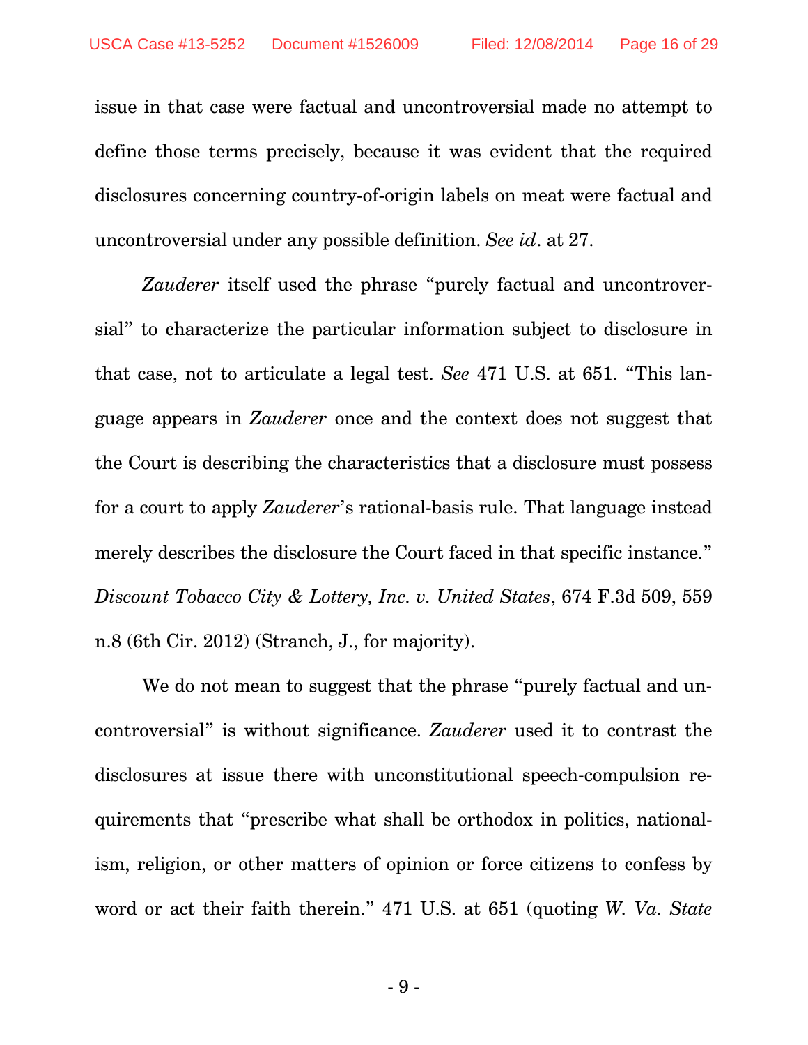issue in that case were factual and uncontroversial made no attempt to define those terms precisely, because it was evident that the required disclosures concerning country-of-origin labels on meat were factual and uncontroversial under any possible definition. *See id*. at 27.

*Zauderer* itself used the phrase "purely factual and uncontroversial" to characterize the particular information subject to disclosure in that case, not to articulate a legal test. *See* 471 U.S. at 651. "This language appears in *Zauderer* once and the context does not suggest that the Court is describing the characteristics that a disclosure must possess for a court to apply *Zauderer*'s rational-basis rule. That language instead merely describes the disclosure the Court faced in that specific instance." *Discount Tobacco City & Lottery, Inc. v. United States*, 674 F.3d 509, 559 n.8 (6th Cir. 2012) (Stranch, J., for majority).

We do not mean to suggest that the phrase "purely factual and uncontroversial" is without significance. *Zauderer* used it to contrast the disclosures at issue there with unconstitutional speech-compulsion requirements that "prescribe what shall be orthodox in politics, nationalism, religion, or other matters of opinion or force citizens to confess by word or act their faith therein." 471 U.S. at 651 (quoting *W. Va. State*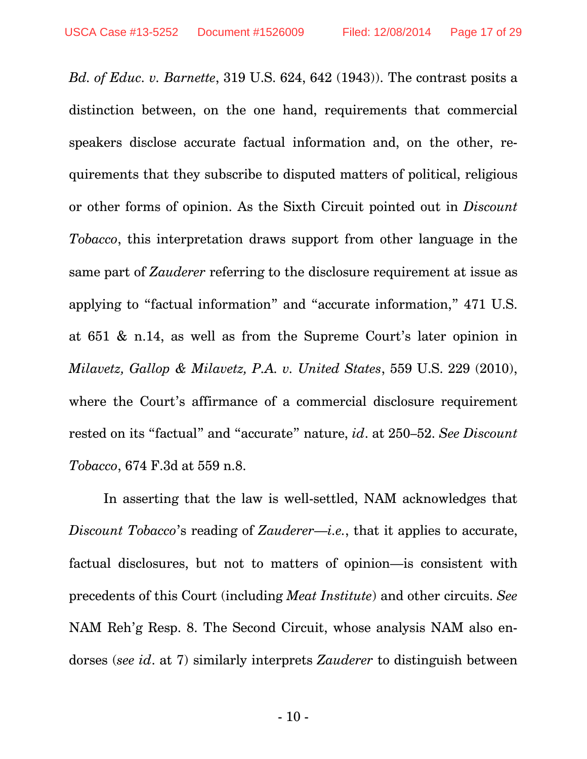*Bd. of Educ. v. Barnette*, 319 U.S. 624, 642 (1943)). The contrast posits a distinction between, on the one hand, requirements that commercial speakers disclose accurate factual information and, on the other, requirements that they subscribe to disputed matters of political, religious or other forms of opinion. As the Sixth Circuit pointed out in *Discount Tobacco*, this interpretation draws support from other language in the same part of *Zauderer* referring to the disclosure requirement at issue as applying to "factual information" and "accurate information," 471 U.S. at 651 & n.14, as well as from the Supreme Court's later opinion in *Milavetz, Gallop & Milavetz, P.A. v. United States*, 559 U.S. 229 (2010), where the Court's affirmance of a commercial disclosure requirement rested on its "factual" and "accurate" nature, *id*. at 250–52. *See Discount Tobacco*, 674 F.3d at 559 n.8.

In asserting that the law is well-settled, NAM acknowledges that *Discount Tobacco*'s reading of *Zauderer*—*i.e.*, that it applies to accurate, factual disclosures, but not to matters of opinion—is consistent with precedents of this Court (including *Meat Institute*) and other circuits. *See* NAM Reh'g Resp. 8. The Second Circuit, whose analysis NAM also endorses (*see id*. at 7) similarly interprets *Zauderer* to distinguish between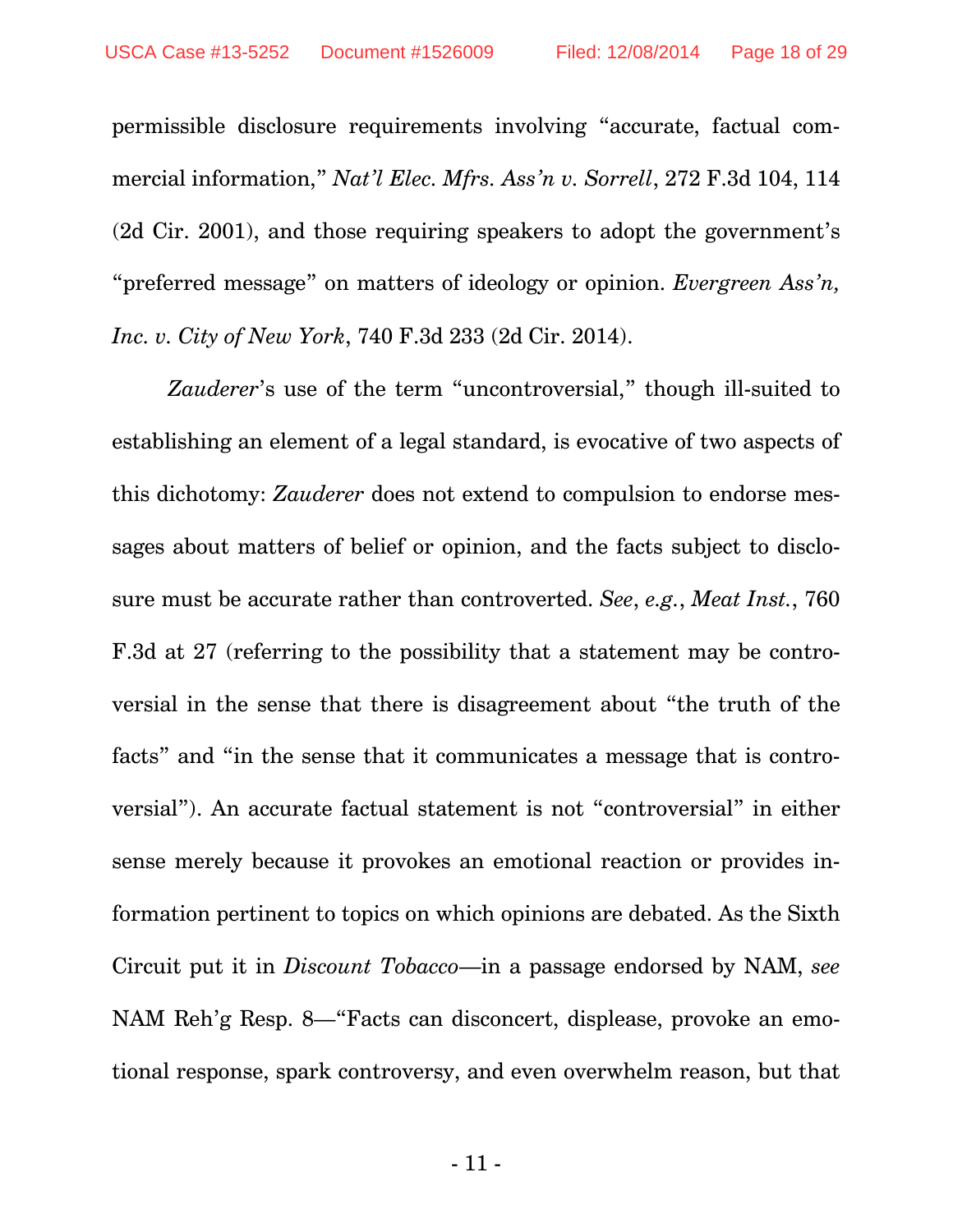permissible disclosure requirements involving "accurate, factual commercial information," *Nat'l Elec. Mfrs. Ass'n v. Sorrell*, 272 F.3d 104, 114 (2d Cir. 2001), and those requiring speakers to adopt the government's "preferred message" on matters of ideology or opinion. *Evergreen Ass'n, Inc. v. City of New York*, 740 F.3d 233 (2d Cir. 2014).

*Zauderer*'s use of the term "uncontroversial," though ill-suited to establishing an element of a legal standard, is evocative of two aspects of this dichotomy: *Zauderer* does not extend to compulsion to endorse messages about matters of belief or opinion, and the facts subject to disclosure must be accurate rather than controverted. *See*, *e.g.*, *Meat Inst.*, 760 F.3d at 27 (referring to the possibility that a statement may be controversial in the sense that there is disagreement about "the truth of the facts" and "in the sense that it communicates a message that is controversial"). An accurate factual statement is not "controversial" in either sense merely because it provokes an emotional reaction or provides information pertinent to topics on which opinions are debated. As the Sixth Circuit put it in *Discount Tobacco*—in a passage endorsed by NAM, *see* NAM Reh'g Resp. 8—"Facts can disconcert, displease, provoke an emotional response, spark controversy, and even overwhelm reason, but that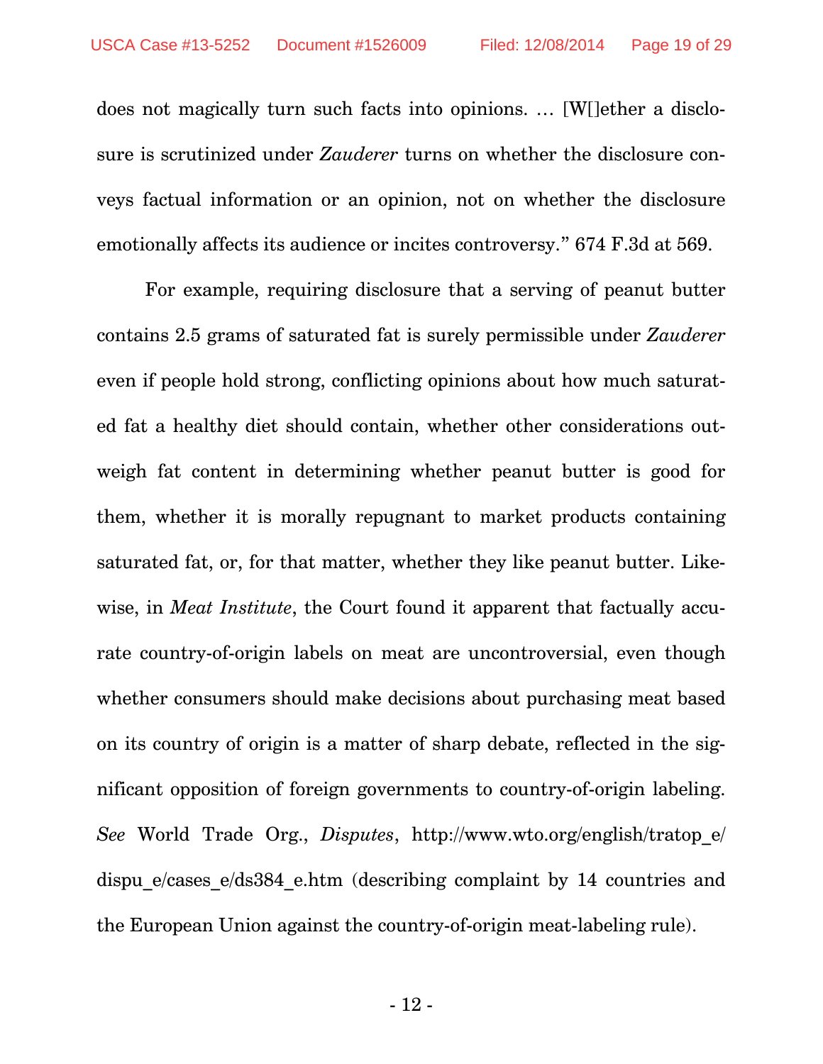does not magically turn such facts into opinions. … [W[]ether a disclosure is scrutinized under *Zauderer* turns on whether the disclosure conveys factual information or an opinion, not on whether the disclosure emotionally affects its audience or incites controversy." 674 F.3d at 569.

For example, requiring disclosure that a serving of peanut butter contains 2.5 grams of saturated fat is surely permissible under *Zauderer* even if people hold strong, conflicting opinions about how much saturated fat a healthy diet should contain, whether other considerations outweigh fat content in determining whether peanut butter is good for them, whether it is morally repugnant to market products containing saturated fat, or, for that matter, whether they like peanut butter. Likewise, in *Meat Institute*, the Court found it apparent that factually accurate country-of-origin labels on meat are uncontroversial, even though whether consumers should make decisions about purchasing meat based on its country of origin is a matter of sharp debate, reflected in the significant opposition of foreign governments to country-of-origin labeling. *See* World Trade Org., *Disputes*, http://www.wto.org/english/tratop_e/dispu_e/cases_e/ds384_e.htm (describing complaint by 14 countries and the European Union against the country-of-origin meat-labeling rule).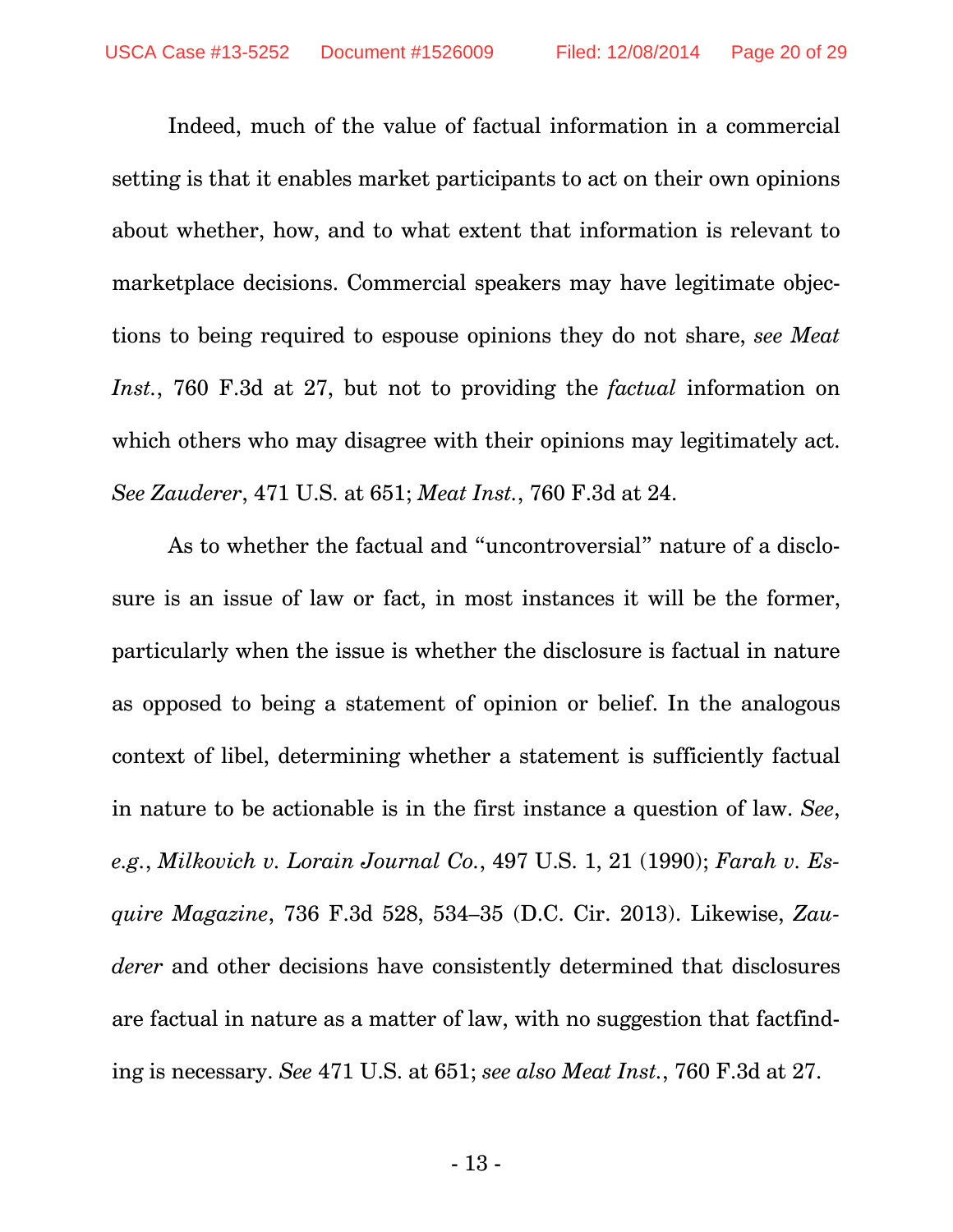Indeed, much of the value of factual information in a commercial setting is that it enables market participants to act on their own opinions about whether, how, and to what extent that information is relevant to marketplace decisions. Commercial speakers may have legitimate objections to being required to espouse opinions they do not share, *see Meat Inst.*, 760 F.3d at 27, but not to providing the *factual* information on which others who may disagree with their opinions may legitimately act. *See Zauderer*, 471 U.S. at 651; *Meat Inst.*, 760 F.3d at 24.

As to whether the factual and "uncontroversial" nature of a disclosure is an issue of law or fact, in most instances it will be the former, particularly when the issue is whether the disclosure is factual in nature as opposed to being a statement of opinion or belief. In the analogous context of libel, determining whether a statement is sufficiently factual in nature to be actionable is in the first instance a question of law. *See*, *e.g.*, *Milkovich v. Lorain Journal Co.*, 497 U.S. 1, 21 (1990); *Farah v. Esquire Magazine*, 736 F.3d 528, 534–35 (D.C. Cir. 2013). Likewise, *Zauderer* and other decisions have consistently determined that disclosures are factual in nature as a matter of law, with no suggestion that factfinding is necessary. *See* 471 U.S. at 651; *see also Meat Inst.*, 760 F.3d at 27.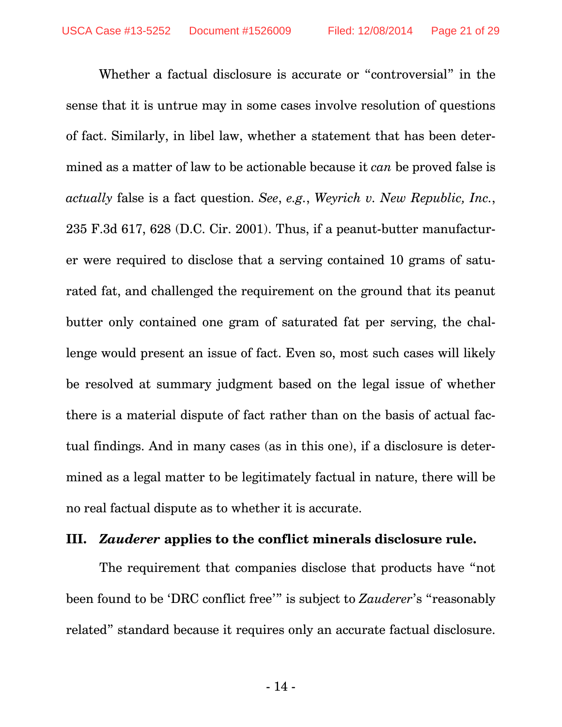Whether a factual disclosure is accurate or "controversial" in the sense that it is untrue may in some cases involve resolution of questions of fact. Similarly, in libel law, whether a statement that has been determined as a matter of law to be actionable because it *can* be proved false is *actually* false is a fact question. *See*, *e.g.*, *Weyrich v. New Republic, Inc.*, 235 F.3d 617, 628 (D.C. Cir. 2001). Thus, if a peanut-butter manufacturer were required to disclose that a serving contained 10 grams of saturated fat, and challenged the requirement on the ground that its peanut butter only contained one gram of saturated fat per serving, the challenge would present an issue of fact. Even so, most such cases will likely be resolved at summary judgment based on the legal issue of whether there is a material dispute of fact rather than on the basis of actual factual findings. And in many cases (as in this one), if a disclosure is determined as a legal matter to be legitimately factual in nature, there will be no real factual dispute as to whether it is accurate.

## III. *Zauderer* applies to the conflict minerals disclosure rule.

The requirement that companies disclose that products have "not been found to be 'DRC conflict free'" is subject to *Zauderer*'s "reasonably related" standard because it requires only an accurate factual disclosure.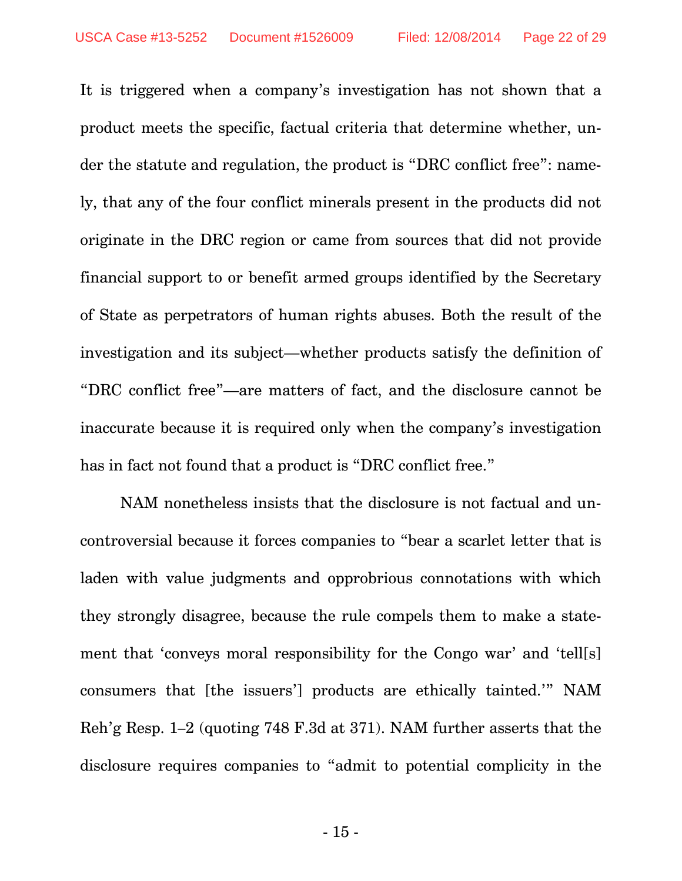It is triggered when a company's investigation has not shown that a product meets the specific, factual criteria that determine whether, under the statute and regulation, the product is "DRC conflict free": namely, that any of the four conflict minerals present in the products did not originate in the DRC region or came from sources that did not provide financial support to or benefit armed groups identified by the Secretary of State as perpetrators of human rights abuses. Both the result of the investigation and its subject—whether products satisfy the definition of "DRC conflict free"—are matters of fact, and the disclosure cannot be inaccurate because it is required only when the company's investigation has in fact not found that a product is "DRC conflict free."

NAM nonetheless insists that the disclosure is not factual and uncontroversial because it forces companies to "bear a scarlet letter that is laden with value judgments and opprobrious connotations with which they strongly disagree, because the rule compels them to make a statement that 'conveys moral responsibility for the Congo war' and 'tell[s] consumers that [the issuers'] products are ethically tainted.'" NAM Reh'g Resp. 1–2 (quoting 748 F.3d at 371). NAM further asserts that the disclosure requires companies to "admit to potential complicity in the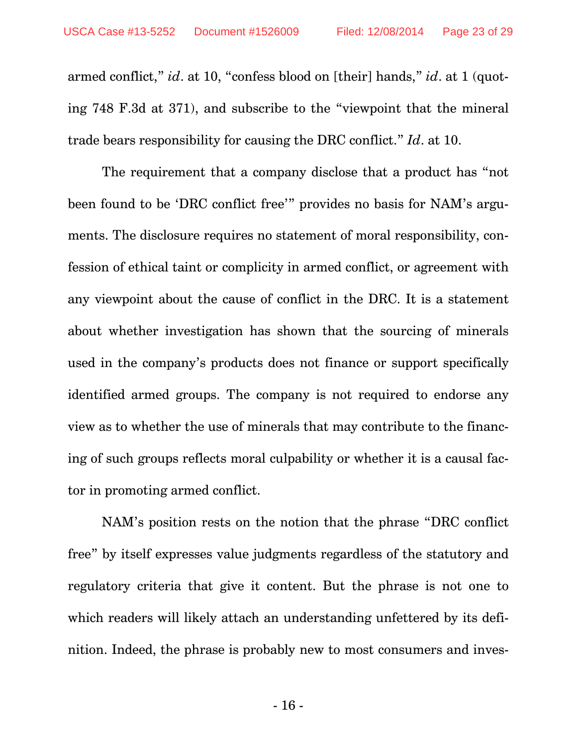armed conflict," *id*. at 10, "confess blood on [their] hands," *id*. at 1 (quoting 748 F.3d at 371), and subscribe to the "viewpoint that the mineral trade bears responsibility for causing the DRC conflict." *Id*. at 10.

The requirement that a company disclose that a product has "not been found to be 'DRC conflict free'" provides no basis for NAM's arguments. The disclosure requires no statement of moral responsibility, confession of ethical taint or complicity in armed conflict, or agreement with any viewpoint about the cause of conflict in the DRC. It is a statement about whether investigation has shown that the sourcing of minerals used in the company's products does not finance or support specifically identified armed groups. The company is not required to endorse any view as to whether the use of minerals that may contribute to the financing of such groups reflects moral culpability or whether it is a causal factor in promoting armed conflict.

NAM's position rests on the notion that the phrase "DRC conflict free" by itself expresses value judgments regardless of the statutory and regulatory criteria that give it content. But the phrase is not one to which readers will likely attach an understanding unfettered by its definition. Indeed, the phrase is probably new to most consumers and inves-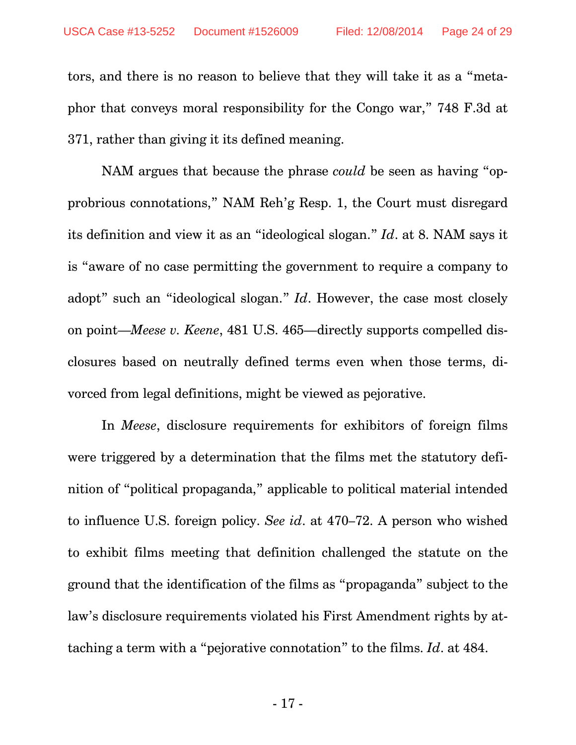tors, and there is no reason to believe that they will take it as a "metaphor that conveys moral responsibility for the Congo war," 748 F.3d at 371, rather than giving it its defined meaning.

NAM argues that because the phrase *could* be seen as having "opprobrious connotations," NAM Reh'g Resp. 1, the Court must disregard its definition and view it as an "ideological slogan." *Id*. at 8. NAM says it is "aware of no case permitting the government to require a company to adopt" such an "ideological slogan." *Id*. However, the case most closely on point—*Meese v. Keene*, 481 U.S. 465—directly supports compelled disclosures based on neutrally defined terms even when those terms, divorced from legal definitions, might be viewed as pejorative.

In *Meese*, disclosure requirements for exhibitors of foreign films were triggered by a determination that the films met the statutory definition of "political propaganda," applicable to political material intended to influence U.S. foreign policy. *See id*. at 470–72. A person who wished to exhibit films meeting that definition challenged the statute on the ground that the identification of the films as "propaganda" subject to the law's disclosure requirements violated his First Amendment rights by attaching a term with a "pejorative connotation" to the films. *Id*. at 484.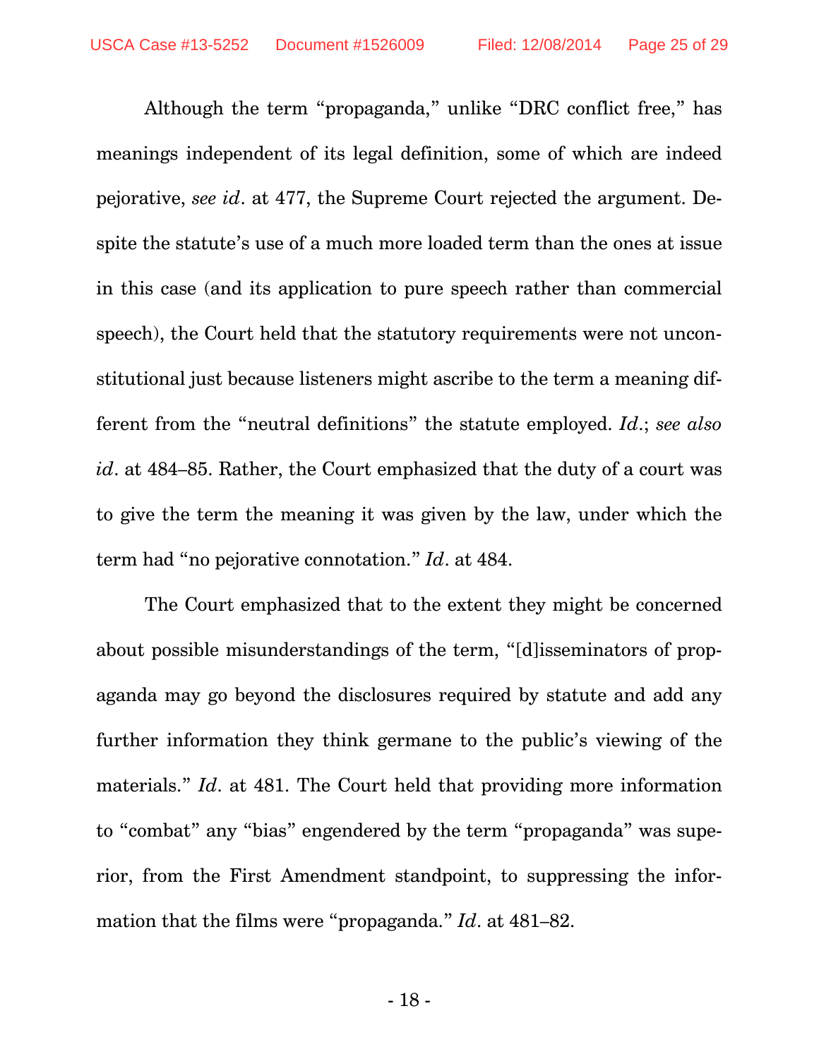Although the term "propaganda," unlike "DRC conflict free," has meanings independent of its legal definition, some of which are indeed pejorative, *see id*. at 477, the Supreme Court rejected the argument. Despite the statute's use of a much more loaded term than the ones at issue in this case (and its application to pure speech rather than commercial speech), the Court held that the statutory requirements were not unconstitutional just because listeners might ascribe to the term a meaning different from the "neutral definitions" the statute employed. *Id*.; *see also id*. at 484–85. Rather, the Court emphasized that the duty of a court was to give the term the meaning it was given by the law, under which the term had "no pejorative connotation." *Id*. at 484.

The Court emphasized that to the extent they might be concerned about possible misunderstandings of the term, "[d]isseminators of propaganda may go beyond the disclosures required by statute and add any further information they think germane to the public's viewing of the materials." *Id*. at 481. The Court held that providing more information to "combat" any "bias" engendered by the term "propaganda" was superior, from the First Amendment standpoint, to suppressing the information that the films were "propaganda." *Id*. at 481–82.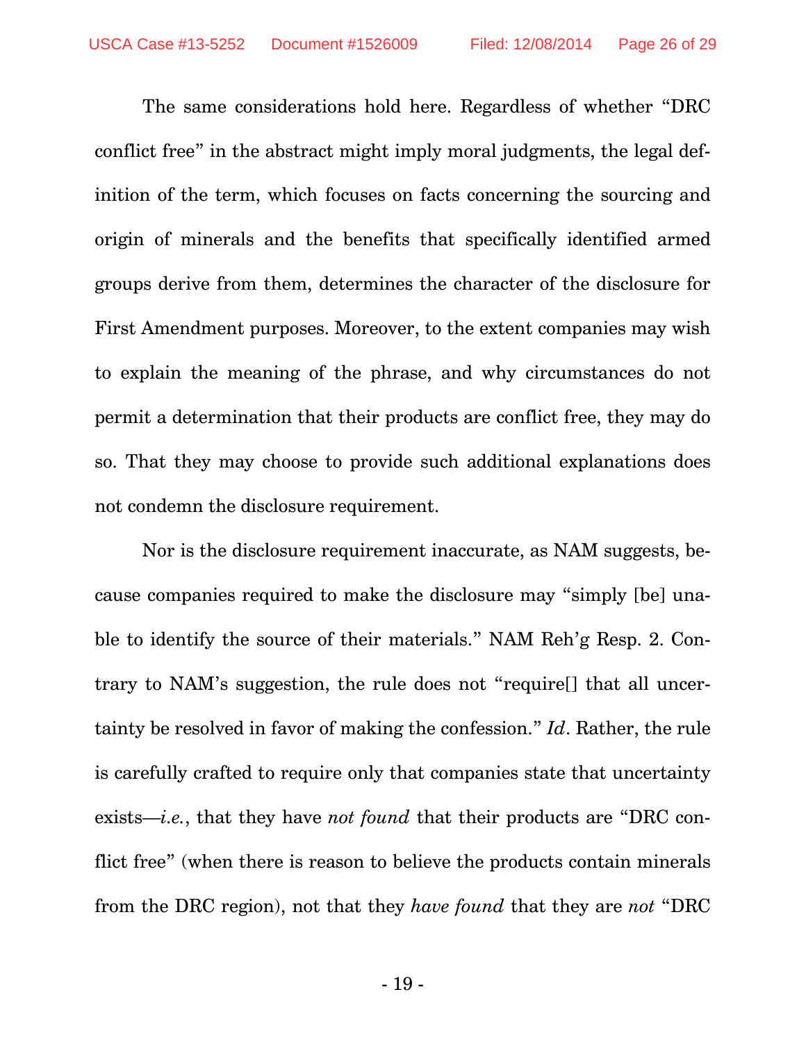The same considerations hold here. Regardless of whether "DRC conflict free" in the abstract might imply moral judgments, the legal definition of the term, which focuses on facts concerning the sourcing and origin of minerals and the benefits that specifically identified armed groups derive from them, determines the character of the disclosure for First Amendment purposes. Moreover, to the extent companies may wish to explain the meaning of the phrase, and why circumstances do not permit a determination that their products are conflict free, they may do so. That they may choose to provide such additional explanations does not condemn the disclosure requirement.

Nor is the disclosure requirement inaccurate, as NAM suggests, because companies required to make the disclosure may "simply [be] unable to identify the source of their materials." NAM Reh'g Resp. 2. Contrary to NAM's suggestion, the rule does not "require[] that all uncertainty be resolved in favor of making the confession." *Id*. Rather, the rule is carefully crafted to require only that companies state that uncertainty exists—*i.e.*, that they have *not found* that their products are "DRC conflict free" (when there is reason to believe the products contain minerals from the DRC region), not that they *have found* that they are *not* "DRC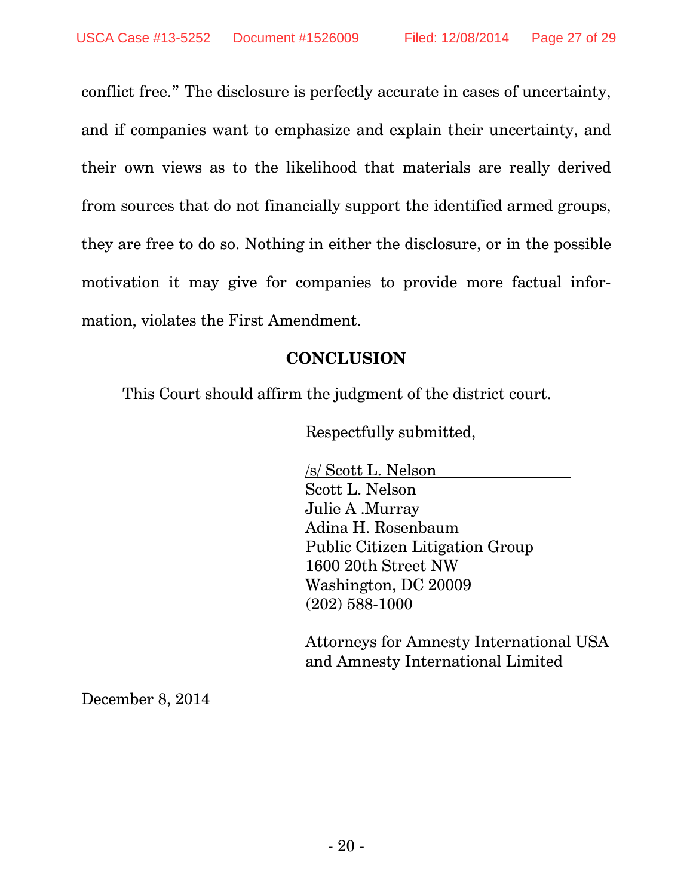conflict free." The disclosure is perfectly accurate in cases of uncertainty, and if companies want to emphasize and explain their uncertainty, and their own views as to the likelihood that materials are really derived from sources that do not financially support the identified armed groups, they are free to do so. Nothing in either the disclosure, or in the possible motivation it may give for companies to provide more factual information, violates the First Amendment.

**CONCLUSION**

This Court should affirm the judgment of the district court.

Respectfully submitted,

/s/ Scott L. Nelson
Scott L. Nelson
Julie A .Murray
Adina H. Rosenbaum
Public Citizen Litigation Group
1600 20th Street NW
Washington, DC 20009
(202) 588-1000

Attorneys for Amnesty International USA and Amnesty International Limited

December 8, 2014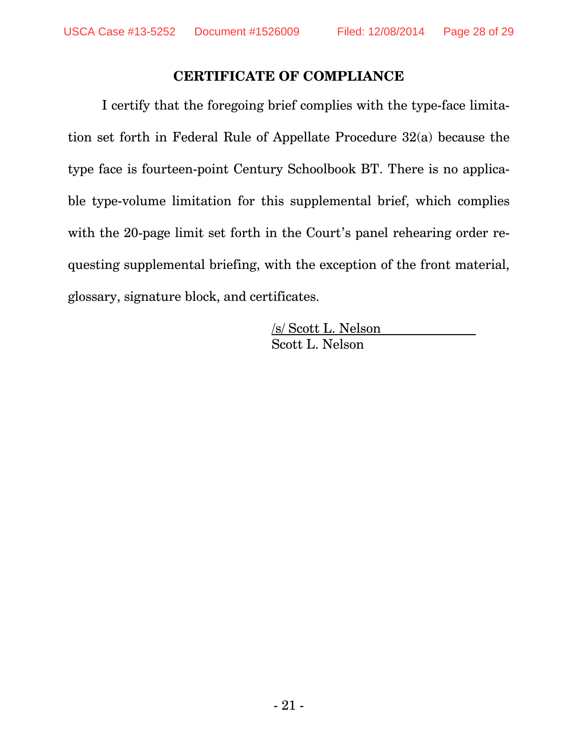## CERTIFICATE OF COMPLIANCE

I certify that the foregoing brief complies with the type-face limitation set forth in Federal Rule of Appellate Procedure 32(a) because the type face is fourteen-point Century Schoolbook BT. There is no applicable type-volume limitation for this supplemental brief, which complies with the 20-page limit set forth in the Court's panel rehearing order requesting supplemental briefing, with the exception of the front material, glossary, signature block, and certificates.

/s/ Scott L. Nelson
Scott L. Nelson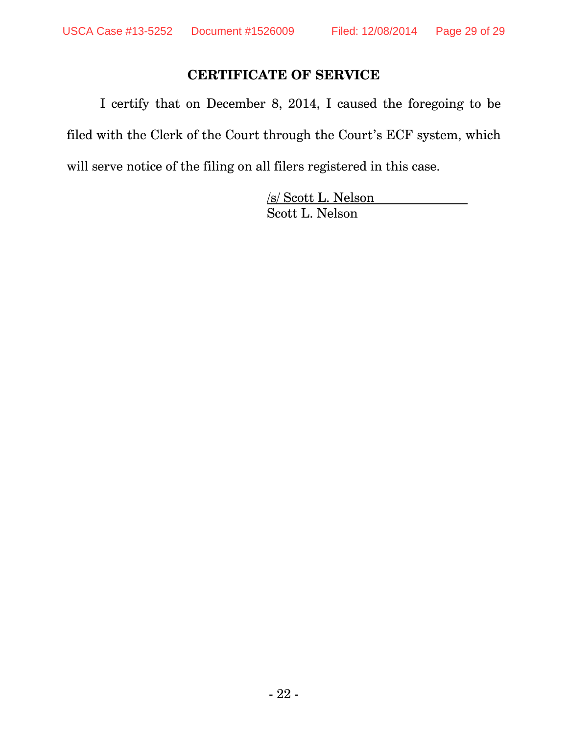## CERTIFICATE OF SERVICE

I certify that on December 8, 2014, I caused the foregoing to be filed with the Clerk of the Court through the Court's ECF system, which will serve notice of the filing on all filers registered in this case.

/s/ Scott L. Nelson
Scott L. Nelson